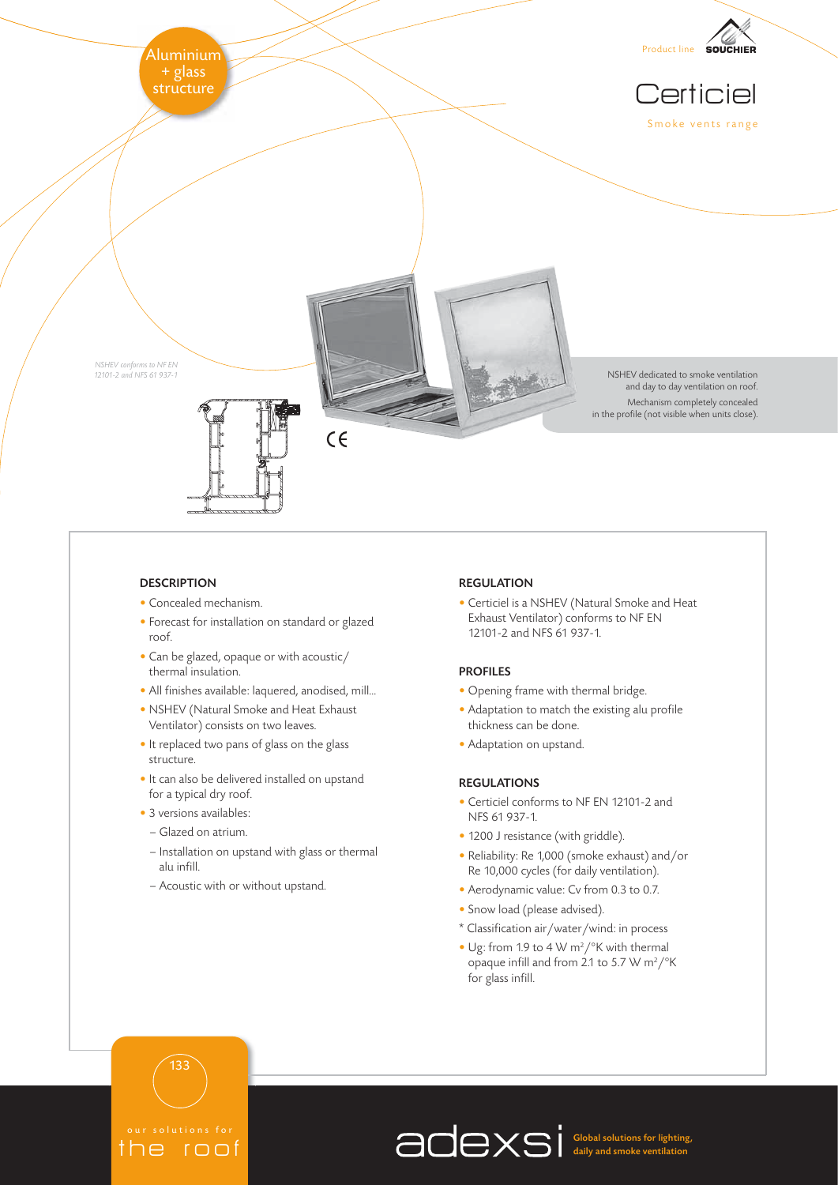Aluminium + glass structure

Product line SOUCHIER

# Certiciel

Smoke vents range

*NSHEV conforms to NF EN 12101-2 and NFS 61 937-1*

NSHEV dedicated to smoke ventilation and day to day ventilation on roof.

Mechanism completely concealed in the profile (not visible when units close).

CE

## DESCRIPTION

- Concealed mechanism.
- Forecast for installation on standard or glazed roof.
- Can be glazed, opaque or with acoustic/thermal insulation.
- All finishes available: laquered, anodised, mill...
- NSHEV (Natural Smoke and Heat Exhaust Ventilator) consists on two leaves.
- It replaced two pans of glass on the glass structure.
- It can also be delivered installed on upstand for a typical dry roof.
- 3 versions availables:
  - Glazed on atrium.
  - Installation on upstand with glass or thermal alu infill.
  - Acoustic with or without upstand.

## REGULATION

- Certiciel is a NSHEV (Natural Smoke and Heat Exhaust Ventilator) conforms to NF EN 12101-2 and NFS 61 937-1.

## PROFILES

- Opening frame with thermal bridge.
- Adaptation to match the existing alu profile thickness can be done.
- Adaptation on upstand.

## REGULATIONS

- Certiciel conforms to NF EN 12101-2 and NFS 61 937-1.
- 1200 J resistance (with griddle).
- Reliability: Re 1,000 (smoke exhaust) and/or Re 10,000 cycles (for daily ventilation).
- Aerodynamic value: Cv from 0.3 to 0.7.
- Snow load (please advised).

\* Classification air/water/wind: in process

- Ug: from 1.9 to 4 W m²/°K with thermal opaque infill and from 2.1 to 5.7 W m²/°K for glass infill.

our solutions for the roof

adexsi Global solutions for lighting, daily and smoke ventilation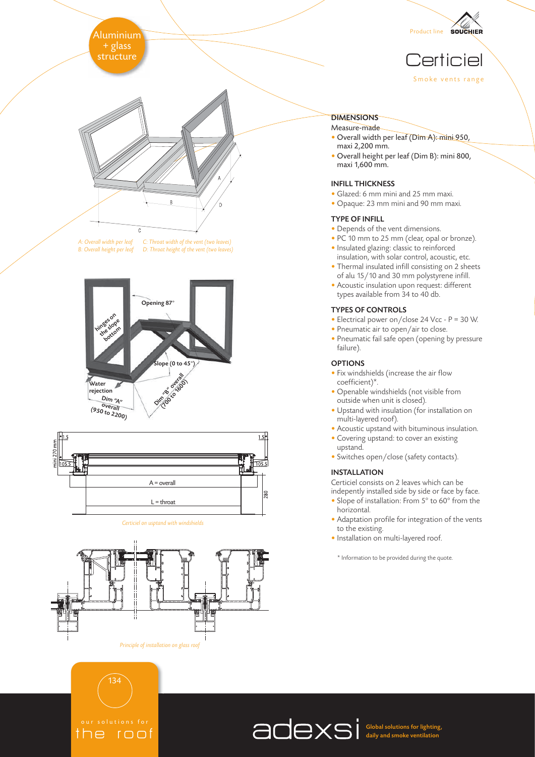Aluminium + glass structure

Product line SOUCHIER

# Certiciel

Smoke vents range

A: Overall width per leaf
B: Overall height per leaf
C: Throat width of the vent (two leaves)
D: Throat height of the vent (two leaves)

Certiciel on usptand with windshields

Principle of installation on glass roof

## DIMENSIONS

Measure-made

- Overall width per leaf (Dim A): mini 950, maxi 2,200 mm.
- Overall height per leaf (Dim B): mini 800, maxi 1,600 mm.

## INFILL THICKNESS

- Glazed: 6 mm mini and 25 mm maxi.
- Opaque: 23 mm mini and 90 mm maxi.

## TYPE OF INFILL

- Depends of the vent dimensions.
- PC 10 mm to 25 mm (clear, opal or bronze).
- Insulated glazing: classic to reinforced insulation, with solar control, acoustic, etc.
- Thermal insulated infill consisting on 2 sheets of alu 15/10 and 30 mm polystyrene infill.
- Acoustic insulation upon request: different types available from 34 to 40 db.

## TYPES OF CONTROLS

- Electrical power on/close 24 Vcc - P = 30 W.
- Pneumatic air to open/air to close.
- Pneumatic fail safe open (opening by pressure failure).

## OPTIONS

- Fix windshields (increase the air flow coefficient)*.
- Openable windshields (not visible from outside when unit is closed).
- Upstand with insulation (for installation on multi-layered roof).
- Acoustic upstand with bituminous insulation.
- Covering upstand: to cover an existing upstand.
- Switches open/close (safety contacts).

## INSTALLATION

Certiciel consists on 2 leaves which can be indepently installed side by side or face by face.

- Slope of installation: From 5° to 60° from the horizontal.
- Adaptation profile for integration of the vents to the existing.
- Installation on multi-layered roof.

\* Information to be provided during the quote.

our solutions for the roof

adexsi Global solutions for lighting, daily and smoke ventilation